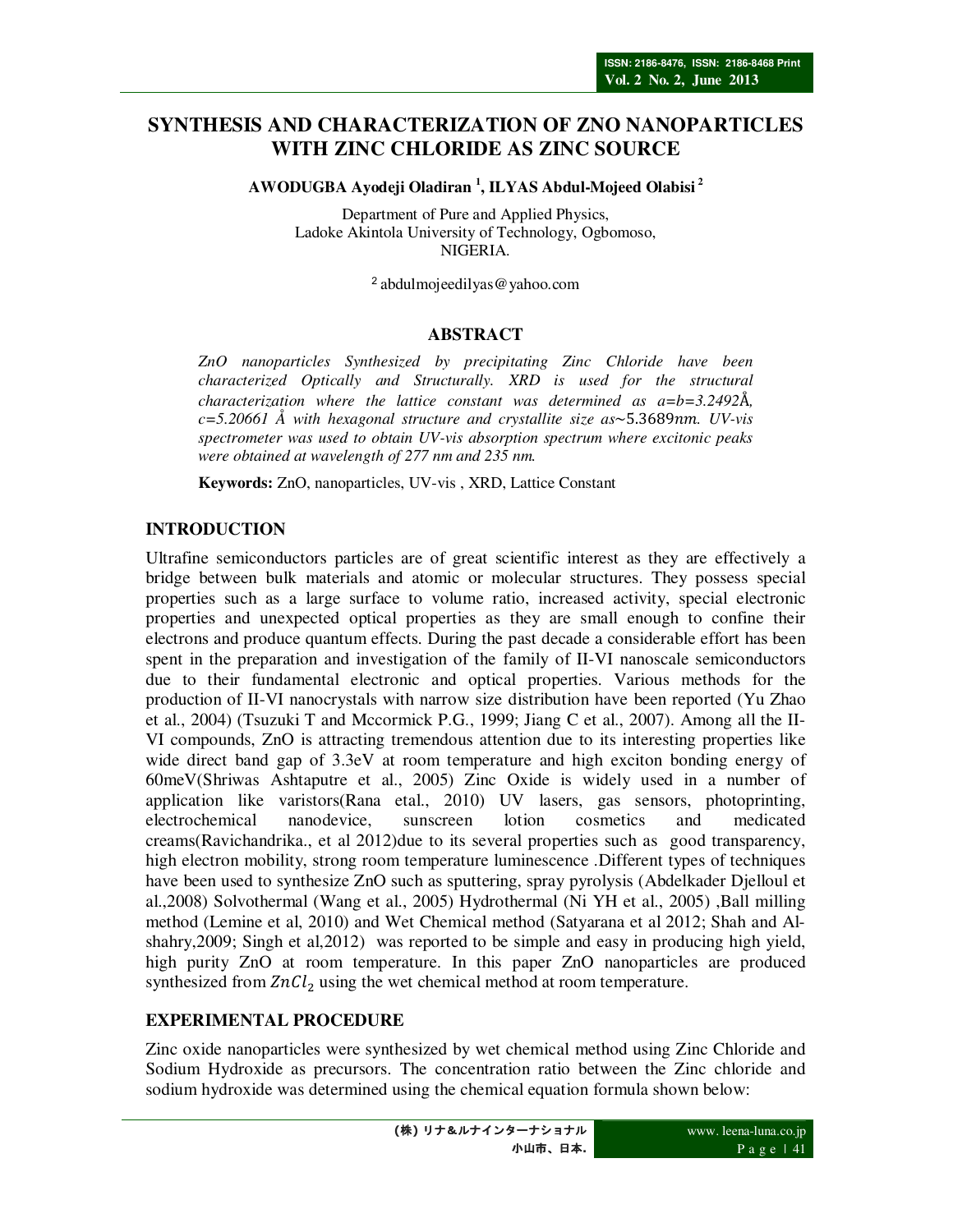# SYNTHESIS AND CHARACTERIZATION OF ZNO NANOPARTICLES WITH ZINC CHLORIDE AS ZINC SOURCE

**AWODUGBA Ayodeji Oladiran [1], ILYAS Abdul-Mojeed Olabisi [2]**

Department of Pure and Applied Physics,
Ladoke Akintola University of Technology, Ogbomoso,
NIGERIA.

[2] abdulmojeedilyas@yahoo.com

## ABSTRACT

*ZnO nanoparticles Synthesized by precipitating Zinc Chloride have been characterized Optically and Structurally. XRD is used for the structural characterization where the lattice constant was determined as a=b=3.2492Å, c=5.20661 Å with hexagonal structure and crystallite size as*$\sim 5.3689nm$*. UV-vis spectrometer was used to obtain UV-vis absorption spectrum where excitonic peaks were obtained at wavelength of 277 nm and 235 nm.*

**Keywords:** ZnO, nanoparticles, UV-vis , XRD, Lattice Constant

## INTRODUCTION

Ultrafine semiconductors particles are of great scientific interest as they are effectively a bridge between bulk materials and atomic or molecular structures. They possess special properties such as a large surface to volume ratio, increased activity, special electronic properties and unexpected optical properties as they are small enough to confine their electrons and produce quantum effects. During the past decade a considerable effort has been spent in the preparation and investigation of the family of II-VI nanoscale semiconductors due to their fundamental electronic and optical properties. Various methods for the production of II-VI nanocrystals with narrow size distribution have been reported (Yu Zhao et al., 2004) (Tsuzuki T and Mccormick P.G., 1999; Jiang C et al., 2007). Among all the II-VI compounds, ZnO is attracting tremendous attention due to its interesting properties like wide direct band gap of 3.3eV at room temperature and high exciton bonding energy of 60meV(Shriwas Ashtaputre et al., 2005) Zinc Oxide is widely used in a number of application like varistors(Rana etal., 2010) UV lasers, gas sensors, photoprinting, electrochemical nanodevice, sunscreen lotion cosmetics and medicated creams(Ravichandrika., et al 2012)due to its several properties such as good transparency, high electron mobility, strong room temperature luminescence .Different types of techniques have been used to synthesize ZnO such as sputtering, spray pyrolysis (Abdelkader Djelloul et al.,2008) Solvothermal (Wang et al., 2005) Hydrothermal (Ni YH et al., 2005) ,Ball milling method (Lemine et al, 2010) and Wet Chemical method (Satyarana et al 2012; Shah and Al-shahry,2009; Singh et al,2012) was reported to be simple and easy in producing high yield, high purity ZnO at room temperature. In this paper ZnO nanoparticles are produced synthesized from $ZnCl_2$ using the wet chemical method at room temperature.

## EXPERIMENTAL PROCEDURE

Zinc oxide nanoparticles were synthesized by wet chemical method using Zinc Chloride and Sodium Hydroxide as precursors. The concentration ratio between the Zinc chloride and sodium hydroxide was determined using the chemical equation formula shown below: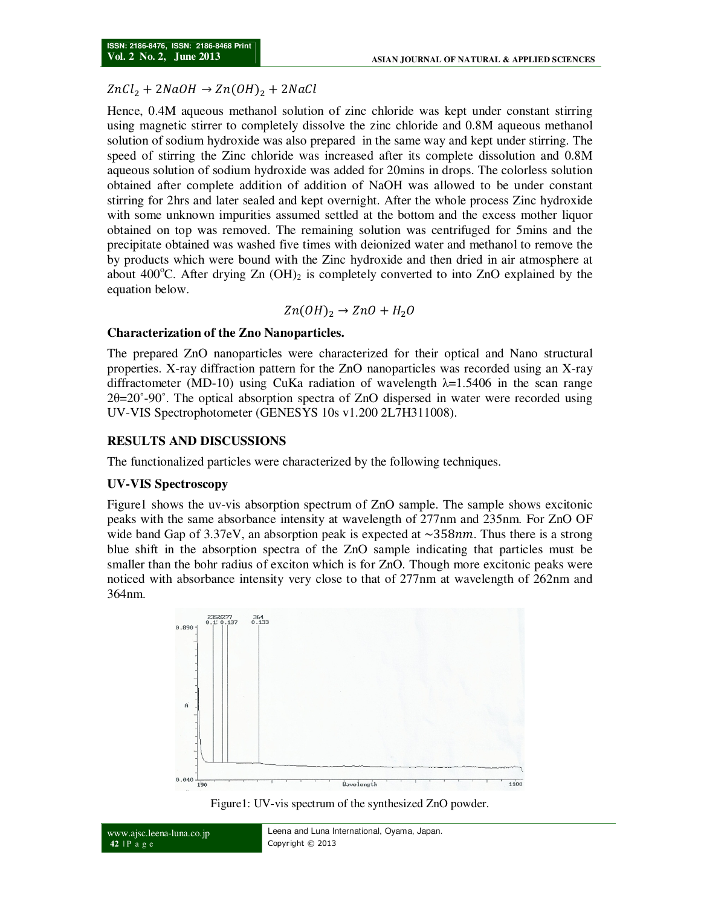$$ZnCl_2 + 2NaOH \rightarrow Zn(OH)_2 + 2NaCl$$

Hence, 0.4M aqueous methanol solution of zinc chloride was kept under constant stirring using magnetic stirrer to completely dissolve the zinc chloride and 0.8M aqueous methanol solution of sodium hydroxide was also prepared in the same way and kept under stirring. The speed of stirring the Zinc chloride was increased after its complete dissolution and 0.8M aqueous solution of sodium hydroxide was added for 20mins in drops. The colorless solution obtained after complete addition of addition of NaOH was allowed to be under constant stirring for 2hrs and later sealed and kept overnight. After the whole process Zinc hydroxide with some unknown impurities assumed settled at the bottom and the excess mother liquor obtained on top was removed. The remaining solution was centrifuged for 5mins and the precipitate obtained was washed five times with deionized water and methanol to remove the by products which were bound with the Zinc hydroxide and then dried in air atmosphere at about 400°C. After drying Zn $(OH)_2$ is completely converted to into ZnO explained by the equation below.

$$Zn(OH)_2 \rightarrow ZnO + H_2O$$

**Characterization of the Zno Nanoparticles.**

The prepared ZnO nanoparticles were characterized for their optical and Nano structural properties. X-ray diffraction pattern for the ZnO nanoparticles was recorded using an X-ray diffractometer (MD-10) using CuKa radiation of wavelength $\lambda$=1.5406 in the scan range $2\theta$=20˚-90˚. The optical absorption spectra of ZnO dispersed in water were recorded using UV-VIS Spectrophotometer (GENESYS 10s v1.200 2L7H311008).

## RESULTS AND DISCUSSIONS

The functionalized particles were characterized by the following techniques.

**UV-VIS Spectroscopy**

Figure1 shows the uv-vis absorption spectrum of ZnO sample. The sample shows excitonic peaks with the same absorbance intensity at wavelength of 277nm and 235nm. For ZnO OF wide band Gap of 3.37eV, an absorption peak is expected at $\sim 358nm$. Thus there is a strong blue shift in the absorption spectra of the ZnO sample indicating that particles must be smaller than the bohr radius of exciton which is for ZnO. Though more excitonic peaks were noticed with absorbance intensity very close to that of 277nm at wavelength of 262nm and 364nm.

Figure1: UV-vis spectrum of the synthesized ZnO powder.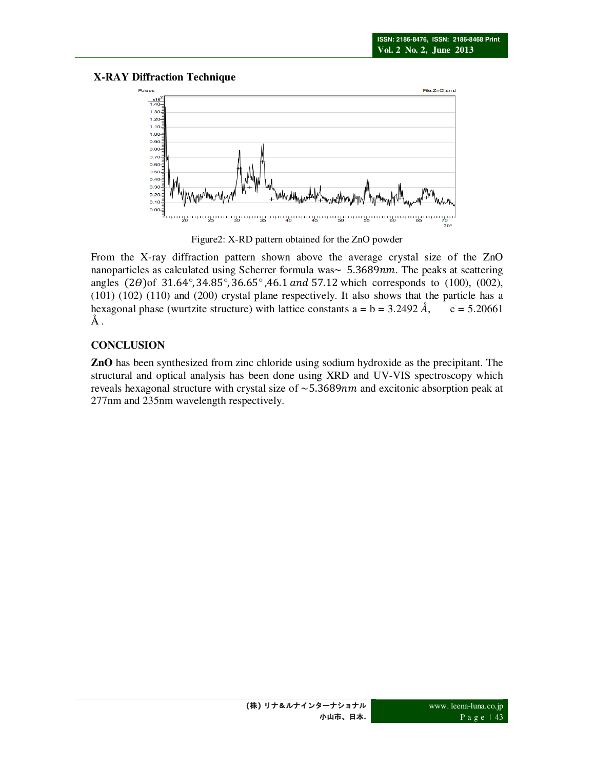## X-RAY Diffraction Technique

Figure2: X-RD pattern obtained for the ZnO powder

From the X-ray diffraction pattern shown above the average crystal size of the ZnO nanoparticles as calculated using Scherrer formula was~ $5.3689nm$. The peaks at scattering angles $(2\theta)$of $31.64°, 34.85°, 36.65°$ ,46.1 $and$ 57.12 which corresponds to (100), (002), (101) (102) (110) and (200) crystal plane respectively. It also shows that the particle has a hexagonal phase (wurtzite structure) with lattice constants a = b = 3.2492 Å, c = 5.20661 Å .

## CONCLUSION

**ZnO** has been synthesized from zinc chloride using sodium hydroxide as the precipitant. The structural and optical analysis has been done using XRD and UV-VIS spectroscopy which reveals hexagonal structure with crystal size of ~$5.3689nm$ and excitonic absorption peak at 277nm and 235nm wavelength respectively.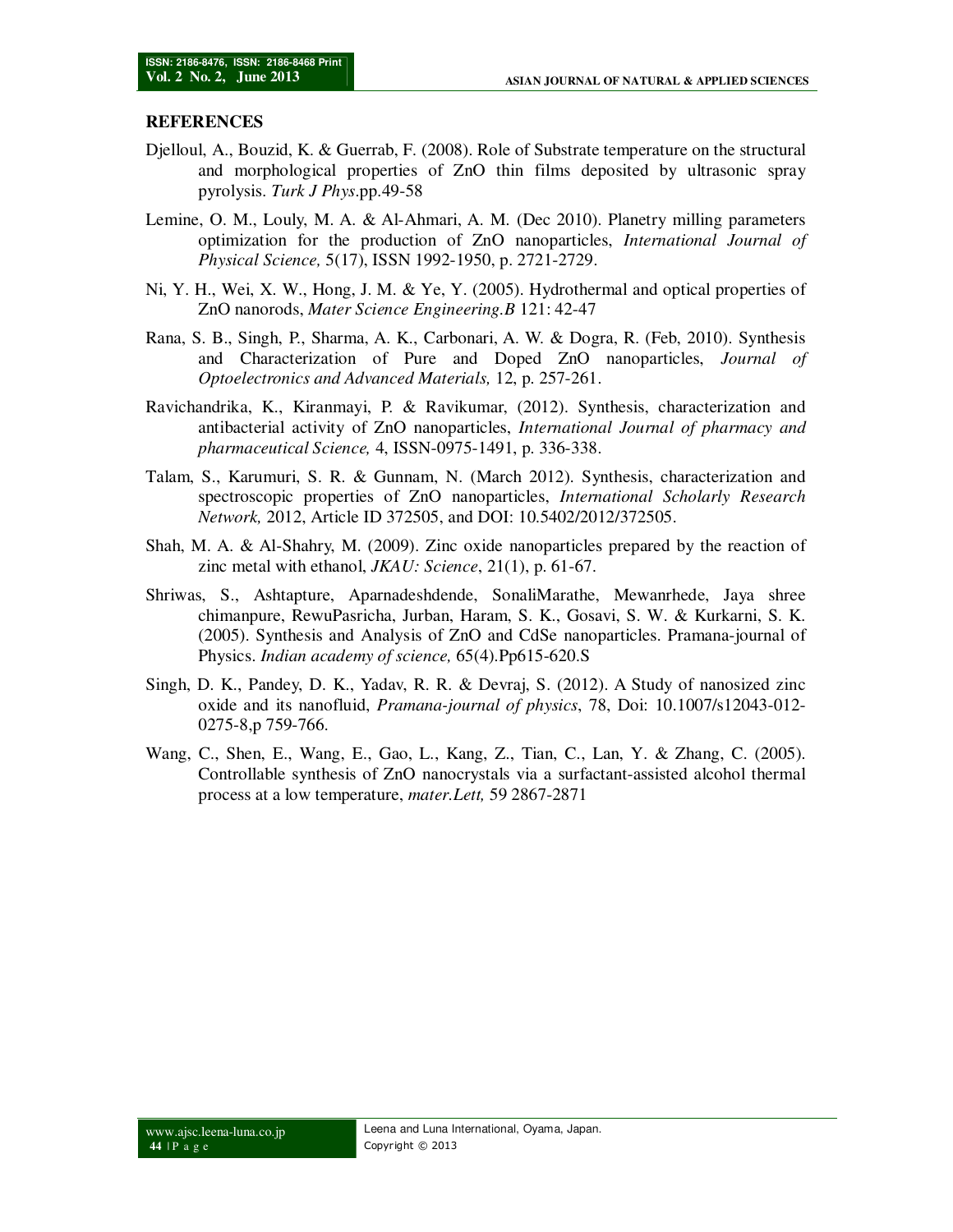## REFERENCES

Djelloul, A., Bouzid, K. & Guerrab, F. (2008). Role of Substrate temperature on the structural and morphological properties of ZnO thin films deposited by ultrasonic spray pyrolysis. *Turk J Phys*.pp.49-58

Lemine, O. M., Louly, M. A. & Al-Ahmari, A. M. (Dec 2010). Planetry milling parameters optimization for the production of ZnO nanoparticles, *International Journal of Physical Science,* 5(17), ISSN 1992-1950, p. 2721-2729.

Ni, Y. H., Wei, X. W., Hong, J. M. & Ye, Y. (2005). Hydrothermal and optical properties of ZnO nanorods, *Mater Science Engineering.B* 121: 42-47

Rana, S. B., Singh, P., Sharma, A. K., Carbonari, A. W. & Dogra, R. (Feb, 2010). Synthesis and Characterization of Pure and Doped ZnO nanoparticles, *Journal of Optoelectronics and Advanced Materials,* 12, p. 257-261.

Ravichandrika, K., Kiranmayi, P. & Ravikumar, (2012). Synthesis, characterization and antibacterial activity of ZnO nanoparticles, *International Journal of pharmacy and pharmaceutical Science,* 4, ISSN-0975-1491, p. 336-338.

Talam, S., Karumuri, S. R. & Gunnam, N. (March 2012). Synthesis, characterization and spectroscopic properties of ZnO nanoparticles, *International Scholarly Research Network,* 2012, Article ID 372505, and DOI: 10.5402/2012/372505.

Shah, M. A. & Al-Shahry, M. (2009). Zinc oxide nanoparticles prepared by the reaction of zinc metal with ethanol, *JKAU: Science*, 21(1), p. 61-67.

Shriwas, S., Ashtapture, Aparnadeshdende, SonaliMarathe, Mewanrhede, Jaya shree chimanpure, RewuPasricha, Jurban, Haram, S. K., Gosavi, S. W. & Kurkarni, S. K. (2005). Synthesis and Analysis of ZnO and CdSe nanoparticles. Pramana-journal of Physics. *Indian academy of science,* 65(4).Pp615-620.S

Singh, D. K., Pandey, D. K., Yadav, R. R. & Devraj, S. (2012). A Study of nanosized zinc oxide and its nanofluid, *Pramana-journal of physics*, 78, Doi: 10.1007/s12043-012-0275-8,p 759-766.

Wang, C., Shen, E., Wang, E., Gao, L., Kang, Z., Tian, C., Lan, Y. & Zhang, C. (2005). Controllable synthesis of ZnO nanocrystals via a surfactant-assisted alcohol thermal process at a low temperature, *mater.Lett,* 59 2867-2871